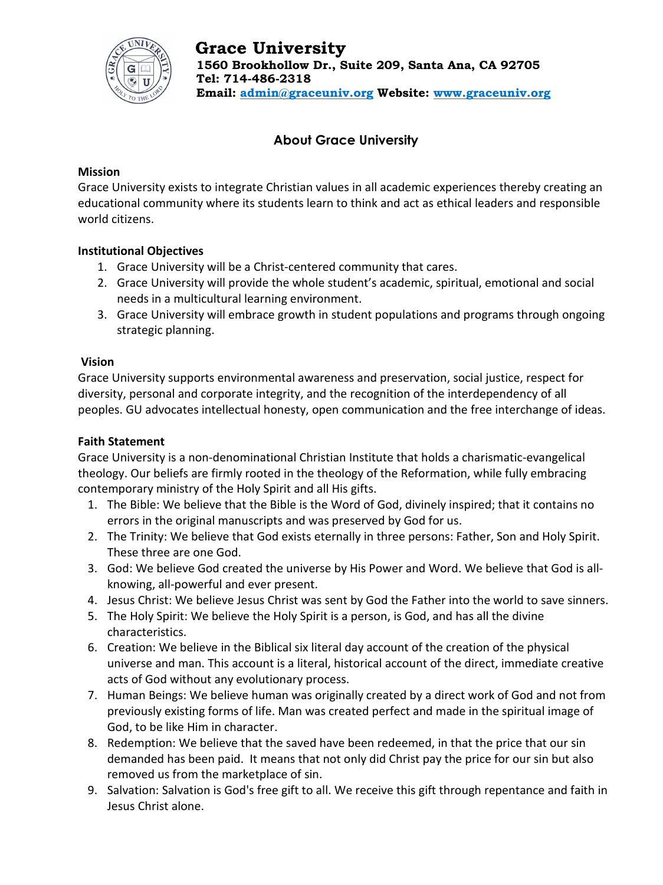# Grace University

**1560 Brookhollow Dr., Suite 209, Santa Ana, CA 92705**
**Tel: 714-486-2318**
**Email: admin@graceuniv.org Website: www.graceuniv.org**

## About Grace University

**Mission**

Grace University exists to integrate Christian values in all academic experiences thereby creating an educational community where its students learn to think and act as ethical leaders and responsible world citizens.

**Institutional Objectives**

1. Grace University will be a Christ-centered community that cares.
2. Grace University will provide the whole student's academic, spiritual, emotional and social needs in a multicultural learning environment.
3. Grace University will embrace growth in student populations and programs through ongoing strategic planning.

**Vision**

Grace University supports environmental awareness and preservation, social justice, respect for diversity, personal and corporate integrity, and the recognition of the interdependency of all peoples. GU advocates intellectual honesty, open communication and the free interchange of ideas.

**Faith Statement**

Grace University is a non-denominational Christian Institute that holds a charismatic-evangelical theology. Our beliefs are firmly rooted in the theology of the Reformation, while fully embracing contemporary ministry of the Holy Spirit and all His gifts.

1. The Bible: We believe that the Bible is the Word of God, divinely inspired; that it contains no errors in the original manuscripts and was preserved by God for us.
2. The Trinity: We believe that God exists eternally in three persons: Father, Son and Holy Spirit. These three are one God.
3. God: We believe God created the universe by His Power and Word. We believe that God is all-knowing, all-powerful and ever present.
4. Jesus Christ: We believe Jesus Christ was sent by God the Father into the world to save sinners.
5. The Holy Spirit: We believe the Holy Spirit is a person, is God, and has all the divine characteristics.
6. Creation: We believe in the Biblical six literal day account of the creation of the physical universe and man. This account is a literal, historical account of the direct, immediate creative acts of God without any evolutionary process.
7. Human Beings: We believe human was originally created by a direct work of God and not from previously existing forms of life. Man was created perfect and made in the spiritual image of God, to be like Him in character.
8. Redemption: We believe that the saved have been redeemed, in that the price that our sin demanded has been paid. It means that not only did Christ pay the price for our sin but also removed us from the marketplace of sin.
9. Salvation: Salvation is God's free gift to all. We receive this gift through repentance and faith in Jesus Christ alone.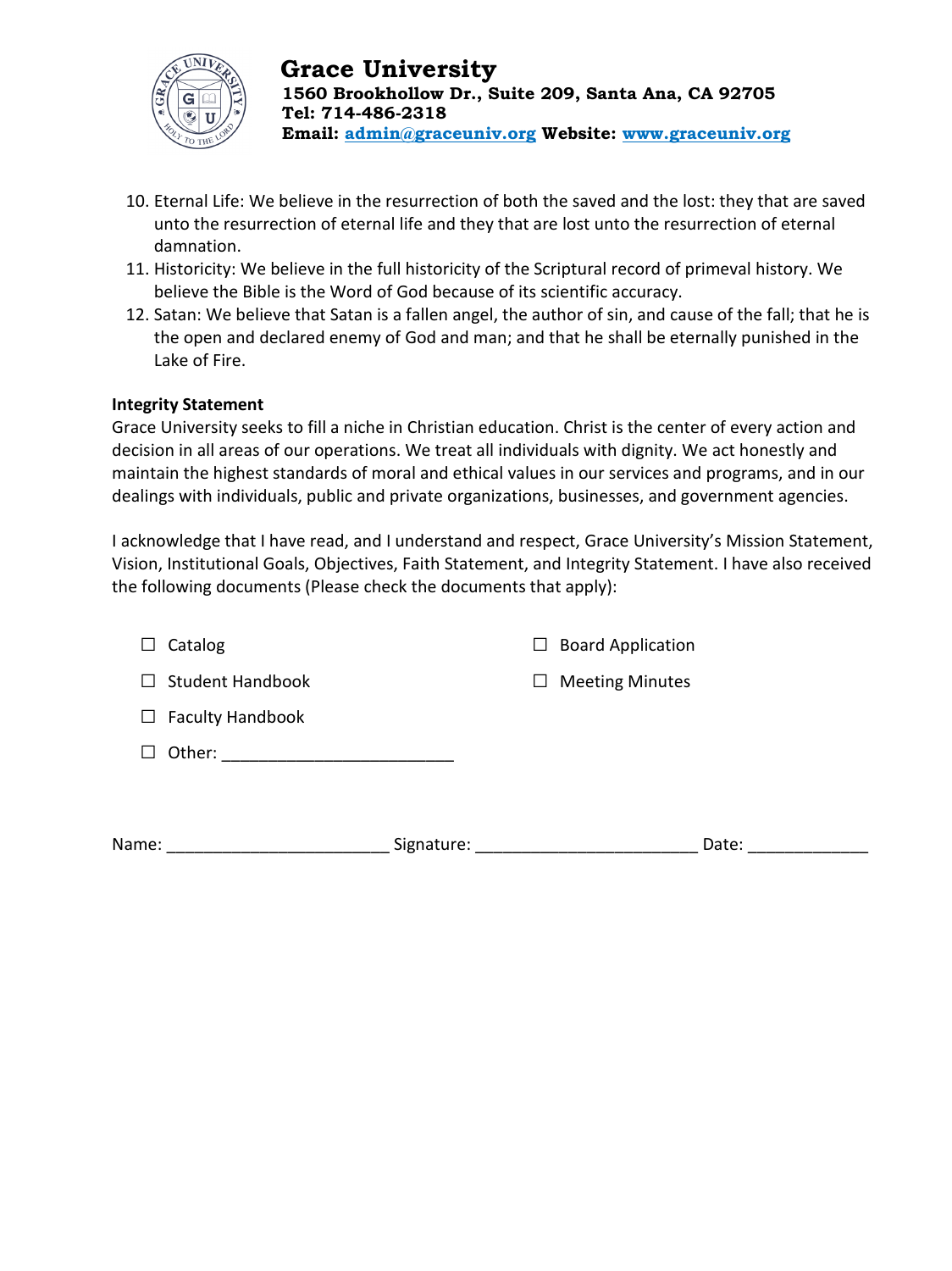10. Eternal Life: We believe in the resurrection of both the saved and the lost: they that are saved unto the resurrection of eternal life and they that are lost unto the resurrection of eternal damnation.
11. Historicity: We believe in the full historicity of the Scriptural record of primeval history. We believe the Bible is the Word of God because of its scientific accuracy.
12. Satan: We believe that Satan is a fallen angel, the author of sin, and cause of the fall; that he is the open and declared enemy of God and man; and that he shall be eternally punished in the Lake of Fire.

**Integrity Statement**

Grace University seeks to fill a niche in Christian education. Christ is the center of every action and decision in all areas of our operations. We treat all individuals with dignity. We act honestly and maintain the highest standards of moral and ethical values in our services and programs, and in our dealings with individuals, public and private organizations, businesses, and government agencies.

I acknowledge that I have read, and I understand and respect, Grace University's Mission Statement, Vision, Institutional Goals, Objectives, Faith Statement, and Integrity Statement. I have also received the following documents (Please check the documents that apply):

☐ Catalog

☐ Student Handbook

☐ Faculty Handbook

☐ Other: ________________________

☐ Board Application

☐ Meeting Minutes

Name: ________________________ Signature: ________________________ Date: _____________